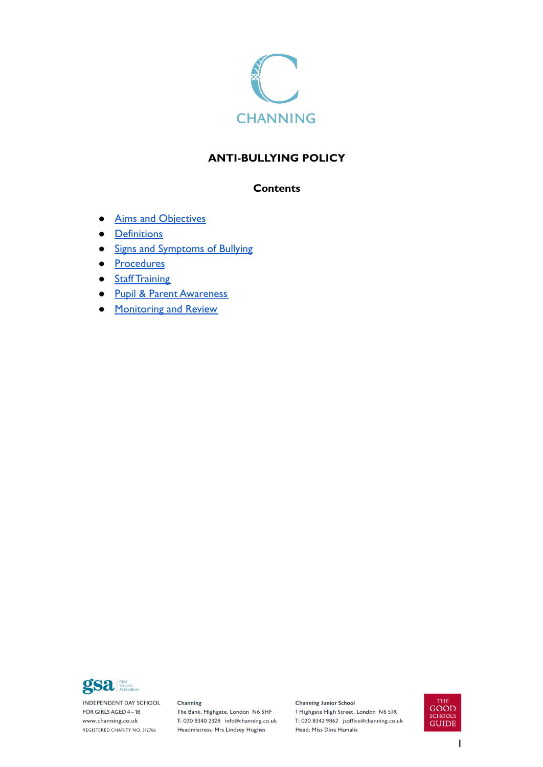CHANNING

# ANTI-BULLYING POLICY

## Contents

- Aims and Objectives
- Definitions
- Signs and Symptoms of Bullying
- Procedures
- Staff Training
- Pupil & Parent Awareness
- Monitoring and Review

INDEPENDENT DAY SCHOOL
FOR GIRLS AGED 4 – 18
www.channing.co.uk
REGISTERED CHARITY NO. 312766

**Channing**
The Bank, Highgate, London N6 5HF
T: 020 8340 2328 info@channing.co.uk
Headmistress: Mrs Lindsey Hughes

**Channing Junior School**
1 Highgate High Street, London N6 5JR
T: 020 8342 9862 jsoffice@channing.co.uk
Head: Miss Dina Hamalis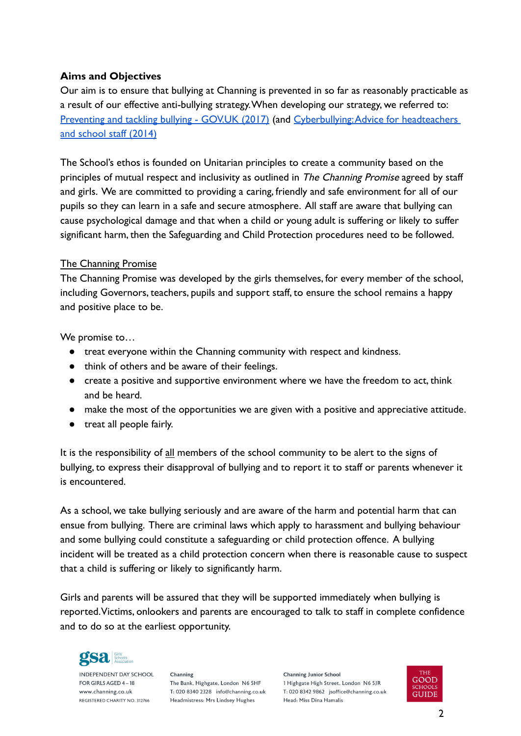**Aims and Objectives**

Our aim is to ensure that bullying at Channing is prevented in so far as reasonably practicable as a result of our effective anti-bullying strategy. When developing our strategy, we referred to: [Preventing and tackling bullying - GOV.UK (2017)](#) (and [Cyberbullying: Advice for headteachers and school staff (2014)](#)

The School's ethos is founded on Unitarian principles to create a community based on the principles of mutual respect and inclusivity as outlined in *The Channing Promise* agreed by staff and girls. We are committed to providing a caring, friendly and safe environment for all of our pupils so they can learn in a safe and secure atmosphere. All staff are aware that bullying can cause psychological damage and that when a child or young adult is suffering or likely to suffer significant harm, then the Safeguarding and Child Protection procedures need to be followed.

<u>The Channing Promise</u>

The Channing Promise was developed by the girls themselves, for every member of the school, including Governors, teachers, pupils and support staff, to ensure the school remains a happy and positive place to be.

We promise to…

- treat everyone within the Channing community with respect and kindness.
- think of others and be aware of their feelings.
- create a positive and supportive environment where we have the freedom to act, think and be heard.
- make the most of the opportunities we are given with a positive and appreciative attitude.
- treat all people fairly.

It is the responsibility of <u>all</u> members of the school community to be alert to the signs of bullying, to express their disapproval of bullying and to report it to staff or parents whenever it is encountered.

As a school, we take bullying seriously and are aware of the harm and potential harm that can ensue from bullying. There are criminal laws which apply to harassment and bullying behaviour and some bullying could constitute a safeguarding or child protection offence. A bullying incident will be treated as a child protection concern when there is reasonable cause to suspect that a child is suffering or likely to significantly harm.

Girls and parents will be assured that they will be supported immediately when bullying is reported. Victims, onlookers and parents are encouraged to talk to staff in complete confidence and to do so at the earliest opportunity.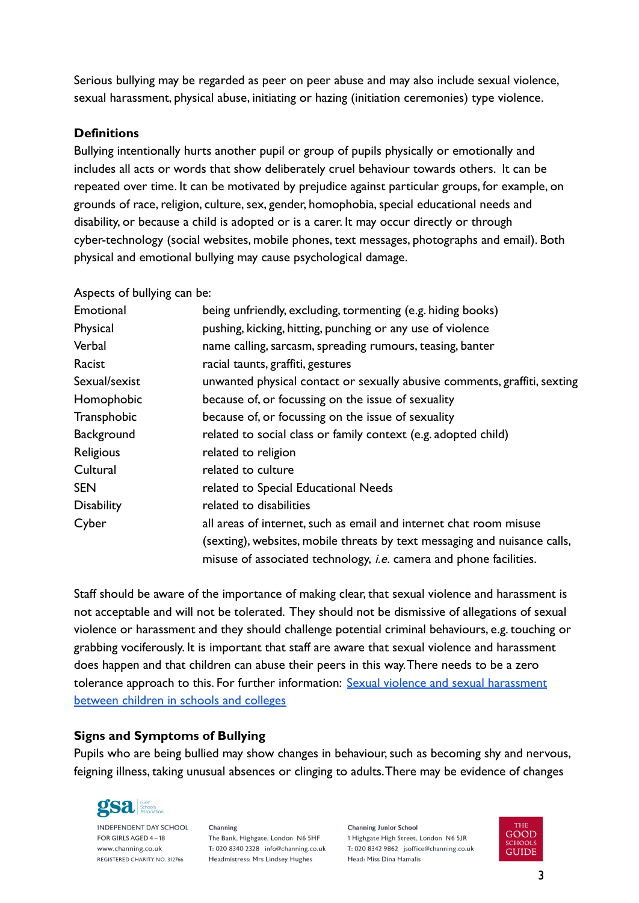Serious bullying may be regarded as peer on peer abuse and may also include sexual violence, sexual harassment, physical abuse, initiating or hazing (initiation ceremonies) type violence.

**Definitions**

Bullying intentionally hurts another pupil or group of pupils physically or emotionally and includes all acts or words that show deliberately cruel behaviour towards others. It can be repeated over time. It can be motivated by prejudice against particular groups, for example, on grounds of race, religion, culture, sex, gender, homophobia, special educational needs and disability, or because a child is adopted or is a carer. It may occur directly or through cyber-technology (social websites, mobile phones, text messages, photographs and email). Both physical and emotional bullying may cause psychological damage.

Aspects of bullying can be:

| | |
|---|---|
| Emotional | being unfriendly, excluding, tormenting (e.g. hiding books) |
| Physical | pushing, kicking, hitting, punching or any use of violence |
| Verbal | name calling, sarcasm, spreading rumours, teasing, banter |
| Racist | racial taunts, graffiti, gestures |
| Sexual/sexist | unwanted physical contact or sexually abusive comments, graffiti, sexting |
| Homophobic | because of, or focussing on the issue of sexuality |
| Transphobic | because of, or focussing on the issue of sexuality |
| Background | related to social class or family context (e.g. adopted child) |
| Religious | related to religion |
| Cultural | related to culture |
| SEN | related to Special Educational Needs |
| Disability | related to disabilities |
| Cyber | all areas of internet, such as email and internet chat room misuse (sexting), websites, mobile threats by text messaging and nuisance calls, misuse of associated technology, *i.e.* camera and phone facilities. |

Staff should be aware of the importance of making clear, that sexual violence and harassment is not acceptable and will not be tolerated. They should not be dismissive of allegations of sexual violence or harassment and they should challenge potential criminal behaviours, e.g. touching or grabbing vociferously. It is important that staff are aware that sexual violence and harassment does happen and that children can abuse their peers in this way. There needs to be a zero tolerance approach to this. For further information: [Sexual violence and sexual harassment between children in schools and colleges]

**Signs and Symptoms of Bullying**

Pupils who are being bullied may show changes in behaviour, such as becoming shy and nervous, feigning illness, taking unusual absences or clinging to adults. There may be evidence of changes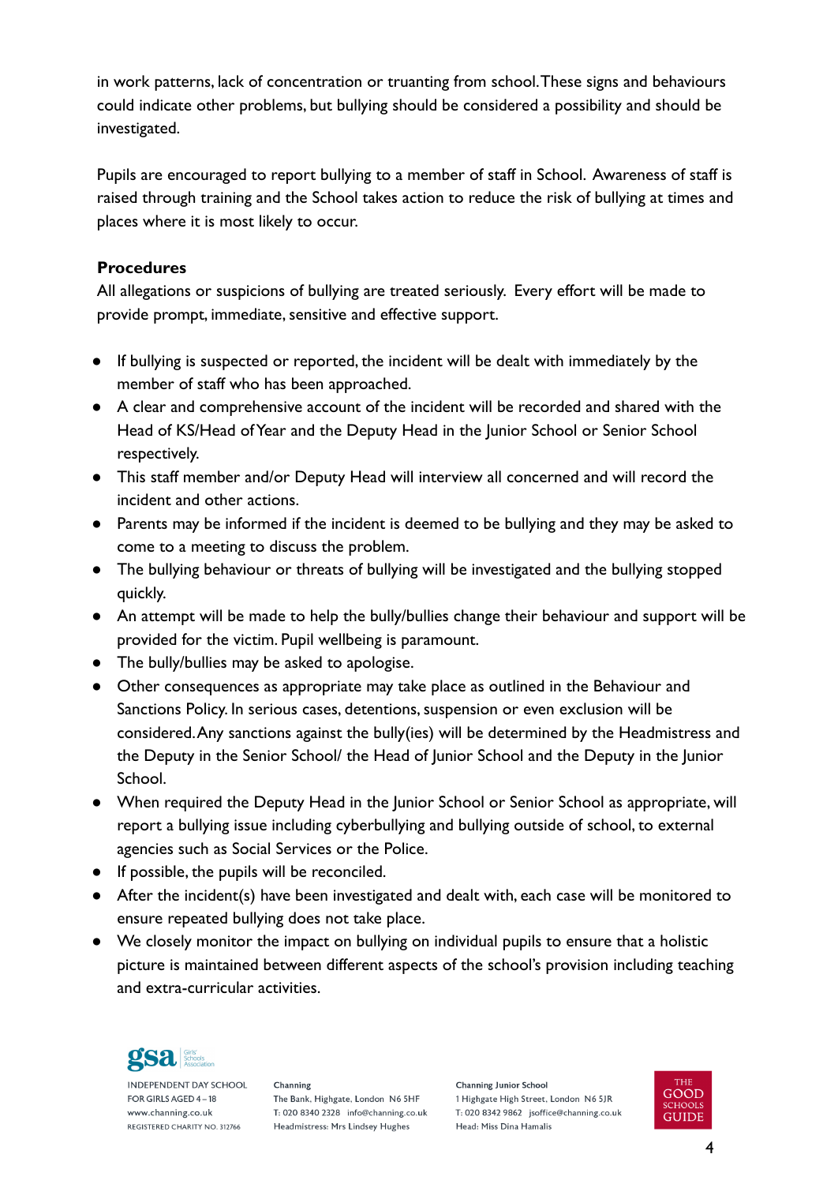in work patterns, lack of concentration or truanting from school. These signs and behaviours could indicate other problems, but bullying should be considered a possibility and should be investigated.

Pupils are encouraged to report bullying to a member of staff in School. Awareness of staff is raised through training and the School takes action to reduce the risk of bullying at times and places where it is most likely to occur.

**Procedures**

All allegations or suspicions of bullying are treated seriously. Every effort will be made to provide prompt, immediate, sensitive and effective support.

- If bullying is suspected or reported, the incident will be dealt with immediately by the member of staff who has been approached.
- A clear and comprehensive account of the incident will be recorded and shared with the Head of KS/Head of Year and the Deputy Head in the Junior School or Senior School respectively.
- This staff member and/or Deputy Head will interview all concerned and will record the incident and other actions.
- Parents may be informed if the incident is deemed to be bullying and they may be asked to come to a meeting to discuss the problem.
- The bullying behaviour or threats of bullying will be investigated and the bullying stopped quickly.
- An attempt will be made to help the bully/bullies change their behaviour and support will be provided for the victim. Pupil wellbeing is paramount.
- The bully/bullies may be asked to apologise.
- Other consequences as appropriate may take place as outlined in the Behaviour and Sanctions Policy. In serious cases, detentions, suspension or even exclusion will be considered. Any sanctions against the bully(ies) will be determined by the Headmistress and the Deputy in the Senior School/ the Head of Junior School and the Deputy in the Junior School.
- When required the Deputy Head in the Junior School or Senior School as appropriate, will report a bullying issue including cyberbullying and bullying outside of school, to external agencies such as Social Services or the Police.
- If possible, the pupils will be reconciled.
- After the incident(s) have been investigated and dealt with, each case will be monitored to ensure repeated bullying does not take place.
- We closely monitor the impact on bullying on individual pupils to ensure that a holistic picture is maintained between different aspects of the school's provision including teaching and extra-curricular activities.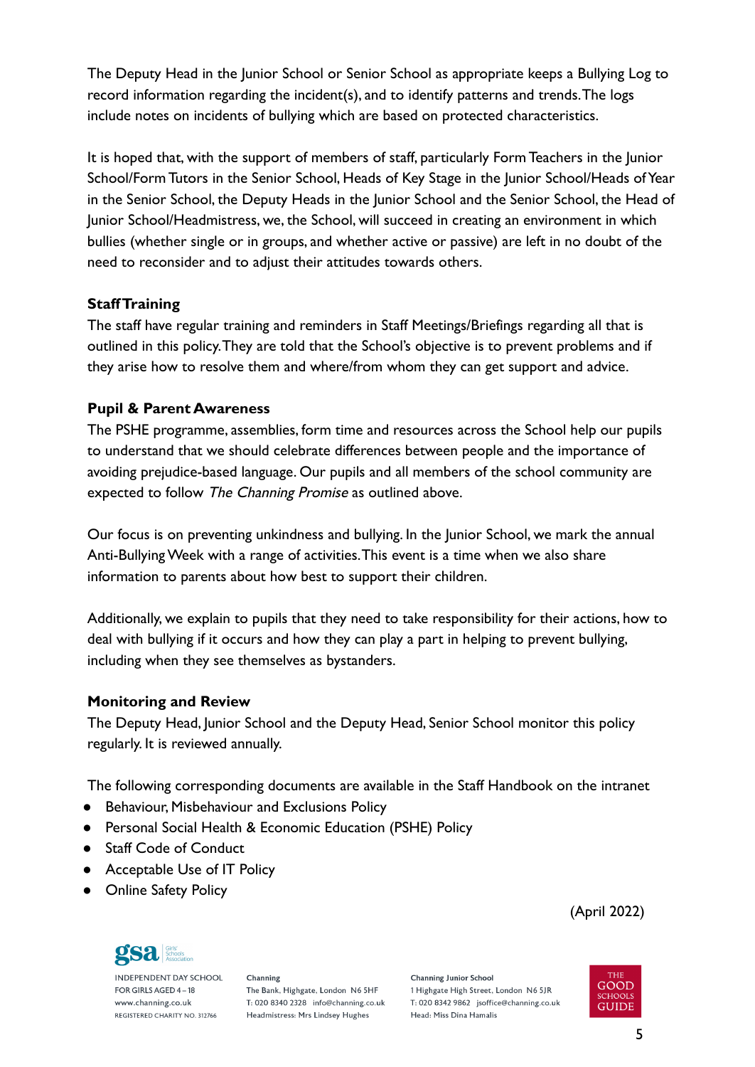The Deputy Head in the Junior School or Senior School as appropriate keeps a Bullying Log to record information regarding the incident(s), and to identify patterns and trends. The logs include notes on incidents of bullying which are based on protected characteristics.

It is hoped that, with the support of members of staff, particularly Form Teachers in the Junior School/Form Tutors in the Senior School, Heads of Key Stage in the Junior School/Heads of Year in the Senior School, the Deputy Heads in the Junior School and the Senior School, the Head of Junior School/Headmistress, we, the School, will succeed in creating an environment in which bullies (whether single or in groups, and whether active or passive) are left in no doubt of the need to reconsider and to adjust their attitudes towards others.

**Staff Training**

The staff have regular training and reminders in Staff Meetings/Briefings regarding all that is outlined in this policy. They are told that the School's objective is to prevent problems and if they arise how to resolve them and where/from whom they can get support and advice.

**Pupil & Parent Awareness**

The PSHE programme, assemblies, form time and resources across the School help our pupils to understand that we should celebrate differences between people and the importance of avoiding prejudice-based language. Our pupils and all members of the school community are expected to follow *The Channing Promise* as outlined above.

Our focus is on preventing unkindness and bullying. In the Junior School, we mark the annual Anti-Bullying Week with a range of activities. This event is a time when we also share information to parents about how best to support their children.

Additionally, we explain to pupils that they need to take responsibility for their actions, how to deal with bullying if it occurs and how they can play a part in helping to prevent bullying, including when they see themselves as bystanders.

**Monitoring and Review**

The Deputy Head, Junior School and the Deputy Head, Senior School monitor this policy regularly. It is reviewed annually.

The following corresponding documents are available in the Staff Handbook on the intranet

- Behaviour, Misbehaviour and Exclusions Policy
- Personal Social Health & Economic Education (PSHE) Policy
- Staff Code of Conduct
- Acceptable Use of IT Policy
- Online Safety Policy

(April 2022)